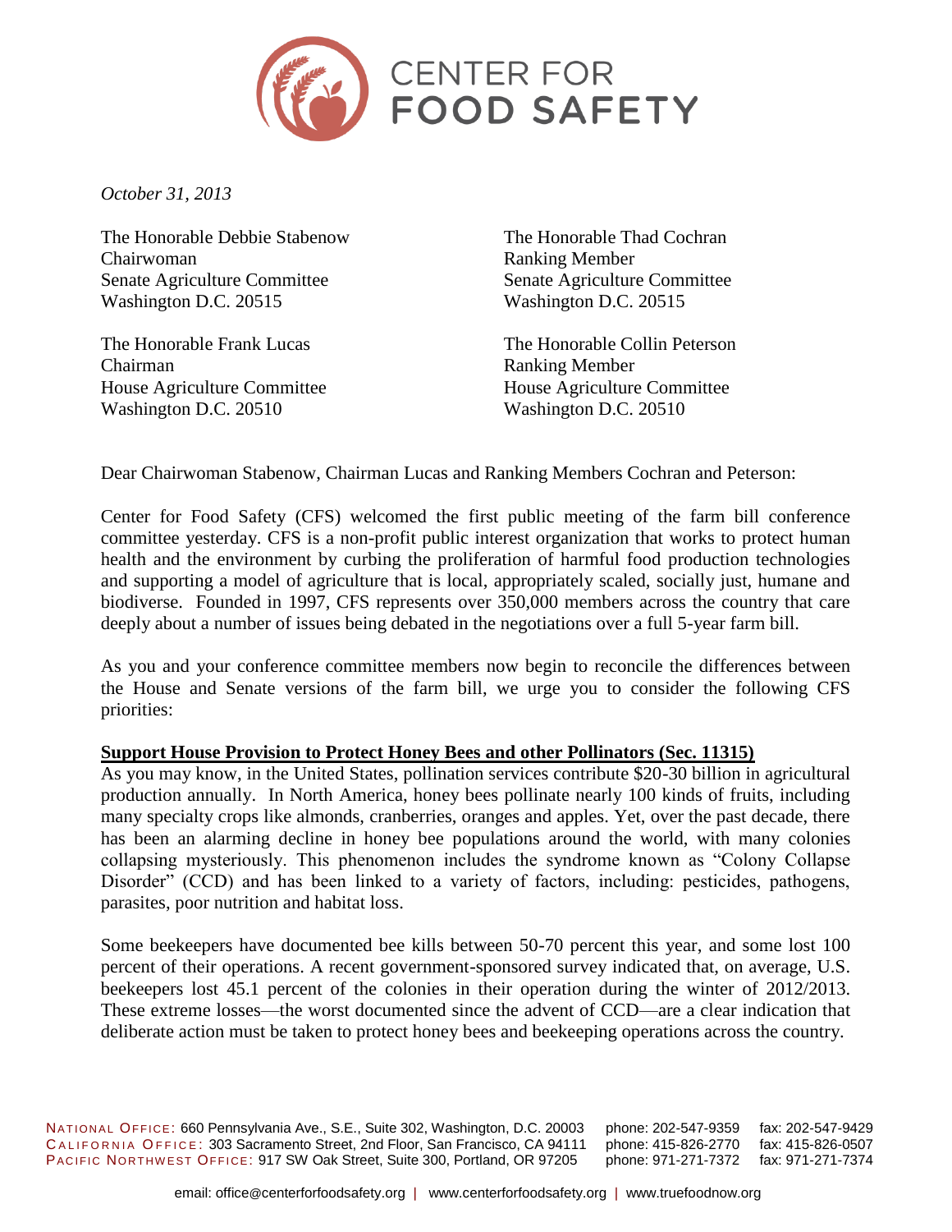CENTER FOR FOOD SAFETY

*October 31, 2013*

The Honorable Debbie Stabenow
Chairwoman
Senate Agriculture Committee
Washington D.C. 20515

The Honorable Thad Cochran
Ranking Member
Senate Agriculture Committee
Washington D.C. 20515

The Honorable Frank Lucas
Chairman
House Agriculture Committee
Washington D.C. 20510

The Honorable Collin Peterson
Ranking Member
House Agriculture Committee
Washington D.C. 20510

Dear Chairwoman Stabenow, Chairman Lucas and Ranking Members Cochran and Peterson:

Center for Food Safety (CFS) welcomed the first public meeting of the farm bill conference committee yesterday. CFS is a non-profit public interest organization that works to protect human health and the environment by curbing the proliferation of harmful food production technologies and supporting a model of agriculture that is local, appropriately scaled, socially just, humane and biodiverse. Founded in 1997, CFS represents over 350,000 members across the country that care deeply about a number of issues being debated in the negotiations over a full 5-year farm bill.

As you and your conference committee members now begin to reconcile the differences between the House and Senate versions of the farm bill, we urge you to consider the following CFS priorities:

**Support House Provision to Protect Honey Bees and other Pollinators (Sec. 11315)**

As you may know, in the United States, pollination services contribute $20-30 billion in agricultural production annually. In North America, honey bees pollinate nearly 100 kinds of fruits, including many specialty crops like almonds, cranberries, oranges and apples. Yet, over the past decade, there has been an alarming decline in honey bee populations around the world, with many colonies collapsing mysteriously. This phenomenon includes the syndrome known as "Colony Collapse Disorder" (CCD) and has been linked to a variety of factors, including: pesticides, pathogens, parasites, poor nutrition and habitat loss.

Some beekeepers have documented bee kills between 50-70 percent this year, and some lost 100 percent of their operations. A recent government-sponsored survey indicated that, on average, U.S. beekeepers lost 45.1 percent of the colonies in their operation during the winter of 2012/2013. These extreme losses—the worst documented since the advent of CCD—are a clear indication that deliberate action must be taken to protect honey bees and beekeeping operations across the country.

NATIONAL OFFICE: 660 Pennsylvania Ave., S.E., Suite 302, Washington, D.C. 20003 phone: 202-547-9359 fax: 202-547-9429
CALIFORNIA OFFICE: 303 Sacramento Street, 2nd Floor, San Francisco, CA 94111 phone: 415-826-2770 fax: 415-826-0507
PACIFIC NORTHWEST OFFICE: 917 SW Oak Street, Suite 300, Portland, OR 97205 phone: 971-271-7372 fax: 971-271-7374

email: office@centerforfoodsafety.org | www.centerforfoodsafety.org | www.truefoodnow.org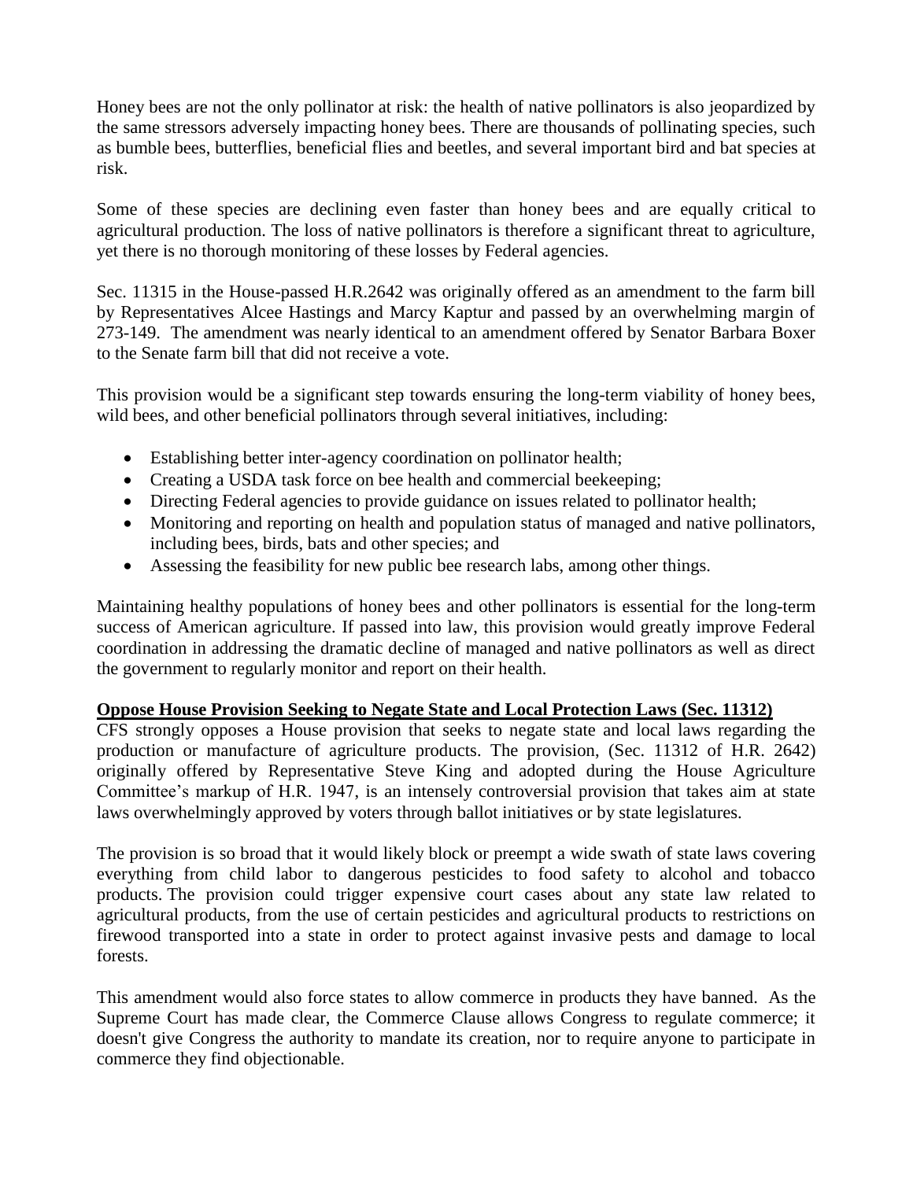Honey bees are not the only pollinator at risk: the health of native pollinators is also jeopardized by the same stressors adversely impacting honey bees. There are thousands of pollinating species, such as bumble bees, butterflies, beneficial flies and beetles, and several important bird and bat species at risk.

Some of these species are declining even faster than honey bees and are equally critical to agricultural production. The loss of native pollinators is therefore a significant threat to agriculture, yet there is no thorough monitoring of these losses by Federal agencies.

Sec. 11315 in the House-passed H.R.2642 was originally offered as an amendment to the farm bill by Representatives Alcee Hastings and Marcy Kaptur and passed by an overwhelming margin of 273-149. The amendment was nearly identical to an amendment offered by Senator Barbara Boxer to the Senate farm bill that did not receive a vote.

This provision would be a significant step towards ensuring the long-term viability of honey bees, wild bees, and other beneficial pollinators through several initiatives, including:

- Establishing better inter-agency coordination on pollinator health;
- Creating a USDA task force on bee health and commercial beekeeping;
- Directing Federal agencies to provide guidance on issues related to pollinator health;
- Monitoring and reporting on health and population status of managed and native pollinators, including bees, birds, bats and other species; and
- Assessing the feasibility for new public bee research labs, among other things.

Maintaining healthy populations of honey bees and other pollinators is essential for the long-term success of American agriculture. If passed into law, this provision would greatly improve Federal coordination in addressing the dramatic decline of managed and native pollinators as well as direct the government to regularly monitor and report on their health.

**Oppose House Provision Seeking to Negate State and Local Protection Laws (Sec. 11312)**

CFS strongly opposes a House provision that seeks to negate state and local laws regarding the production or manufacture of agriculture products. The provision, (Sec. 11312 of H.R. 2642) originally offered by Representative Steve King and adopted during the House Agriculture Committee's markup of H.R. 1947, is an intensely controversial provision that takes aim at state laws overwhelmingly approved by voters through ballot initiatives or by state legislatures.

The provision is so broad that it would likely block or preempt a wide swath of state laws covering everything from child labor to dangerous pesticides to food safety to alcohol and tobacco products. The provision could trigger expensive court cases about any state law related to agricultural products, from the use of certain pesticides and agricultural products to restrictions on firewood transported into a state in order to protect against invasive pests and damage to local forests.

This amendment would also force states to allow commerce in products they have banned. As the Supreme Court has made clear, the Commerce Clause allows Congress to regulate commerce; it doesn't give Congress the authority to mandate its creation, nor to require anyone to participate in commerce they find objectionable.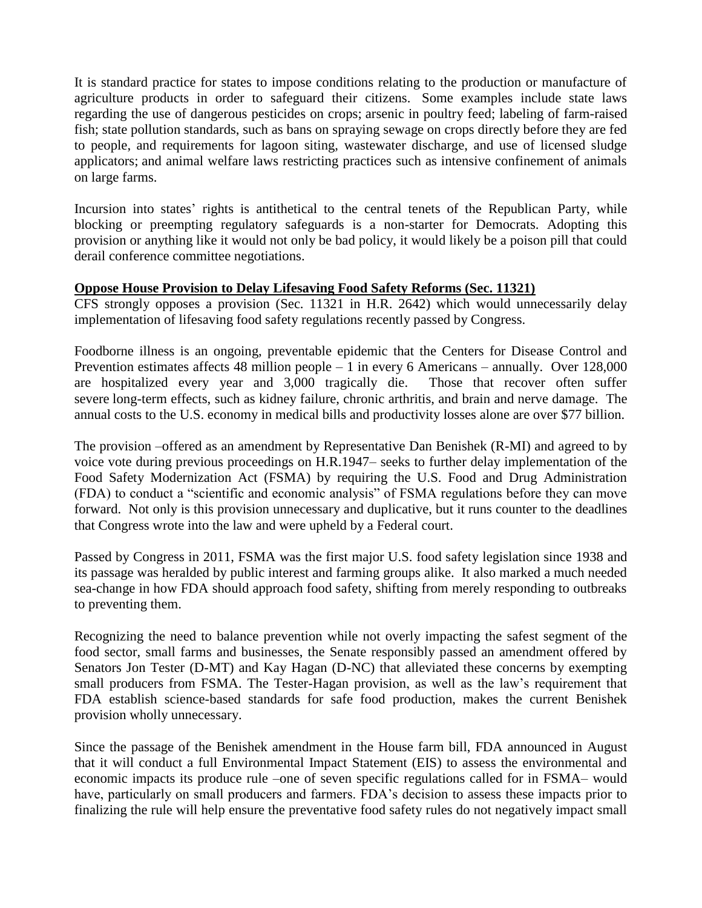It is standard practice for states to impose conditions relating to the production or manufacture of agriculture products in order to safeguard their citizens. Some examples include state laws regarding the use of dangerous pesticides on crops; arsenic in poultry feed; labeling of farm-raised fish; state pollution standards, such as bans on spraying sewage on crops directly before they are fed to people, and requirements for lagoon siting, wastewater discharge, and use of licensed sludge applicators; and animal welfare laws restricting practices such as intensive confinement of animals on large farms.

Incursion into states' rights is antithetical to the central tenets of the Republican Party, while blocking or preempting regulatory safeguards is a non-starter for Democrats. Adopting this provision or anything like it would not only be bad policy, it would likely be a poison pill that could derail conference committee negotiations.

**Oppose House Provision to Delay Lifesaving Food Safety Reforms (Sec. 11321)**

CFS strongly opposes a provision (Sec. 11321 in H.R. 2642) which would unnecessarily delay implementation of lifesaving food safety regulations recently passed by Congress.

Foodborne illness is an ongoing, preventable epidemic that the Centers for Disease Control and Prevention estimates affects 48 million people – 1 in every 6 Americans – annually. Over 128,000 are hospitalized every year and 3,000 tragically die. Those that recover often suffer severe long-term effects, such as kidney failure, chronic arthritis, and brain and nerve damage. The annual costs to the U.S. economy in medical bills and productivity losses alone are over $77 billion.

The provision –offered as an amendment by Representative Dan Benishek (R-MI) and agreed to by voice vote during previous proceedings on H.R.1947– seeks to further delay implementation of the Food Safety Modernization Act (FSMA) by requiring the U.S. Food and Drug Administration (FDA) to conduct a "scientific and economic analysis" of FSMA regulations before they can move forward. Not only is this provision unnecessary and duplicative, but it runs counter to the deadlines that Congress wrote into the law and were upheld by a Federal court.

Passed by Congress in 2011, FSMA was the first major U.S. food safety legislation since 1938 and its passage was heralded by public interest and farming groups alike. It also marked a much needed sea-change in how FDA should approach food safety, shifting from merely responding to outbreaks to preventing them.

Recognizing the need to balance prevention while not overly impacting the safest segment of the food sector, small farms and businesses, the Senate responsibly passed an amendment offered by Senators Jon Tester (D-MT) and Kay Hagan (D-NC) that alleviated these concerns by exempting small producers from FSMA. The Tester-Hagan provision, as well as the law's requirement that FDA establish science-based standards for safe food production, makes the current Benishek provision wholly unnecessary.

Since the passage of the Benishek amendment in the House farm bill, FDA announced in August that it will conduct a full Environmental Impact Statement (EIS) to assess the environmental and economic impacts its produce rule –one of seven specific regulations called for in FSMA– would have, particularly on small producers and farmers. FDA's decision to assess these impacts prior to finalizing the rule will help ensure the preventative food safety rules do not negatively impact small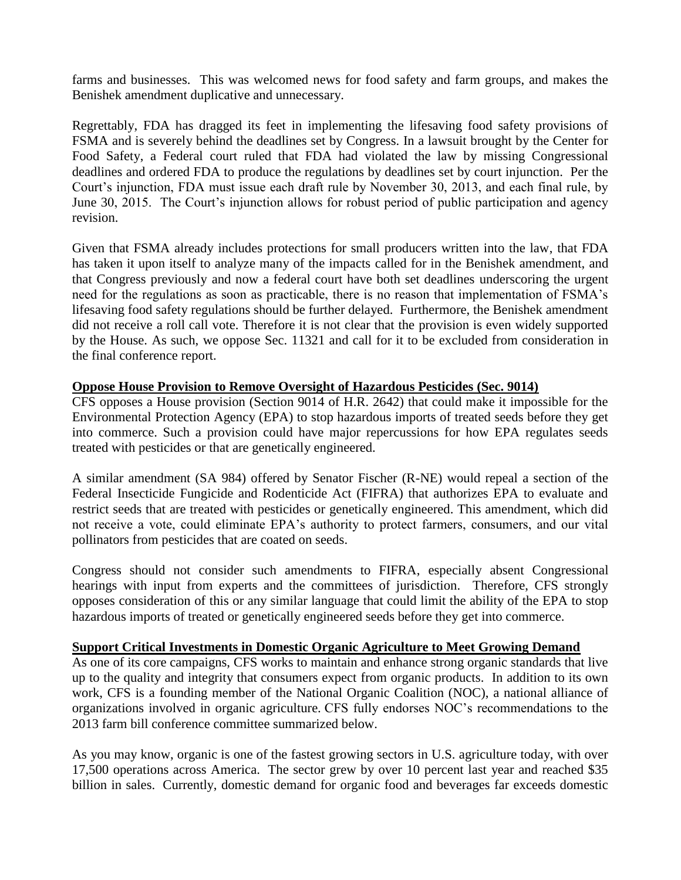farms and businesses. This was welcomed news for food safety and farm groups, and makes the Benishek amendment duplicative and unnecessary.

Regrettably, FDA has dragged its feet in implementing the lifesaving food safety provisions of FSMA and is severely behind the deadlines set by Congress. In a lawsuit brought by the Center for Food Safety, a Federal court ruled that FDA had violated the law by missing Congressional deadlines and ordered FDA to produce the regulations by deadlines set by court injunction. Per the Court's injunction, FDA must issue each draft rule by November 30, 2013, and each final rule, by June 30, 2015. The Court's injunction allows for robust period of public participation and agency revision.

Given that FSMA already includes protections for small producers written into the law, that FDA has taken it upon itself to analyze many of the impacts called for in the Benishek amendment, and that Congress previously and now a federal court have both set deadlines underscoring the urgent need for the regulations as soon as practicable, there is no reason that implementation of FSMA's lifesaving food safety regulations should be further delayed. Furthermore, the Benishek amendment did not receive a roll call vote. Therefore it is not clear that the provision is even widely supported by the House. As such, we oppose Sec. 11321 and call for it to be excluded from consideration in the final conference report.

**Oppose House Provision to Remove Oversight of Hazardous Pesticides (Sec. 9014)**

CFS opposes a House provision (Section 9014 of H.R. 2642) that could make it impossible for the Environmental Protection Agency (EPA) to stop hazardous imports of treated seeds before they get into commerce. Such a provision could have major repercussions for how EPA regulates seeds treated with pesticides or that are genetically engineered.

A similar amendment (SA 984) offered by Senator Fischer (R-NE) would repeal a section of the Federal Insecticide Fungicide and Rodenticide Act (FIFRA) that authorizes EPA to evaluate and restrict seeds that are treated with pesticides or genetically engineered. This amendment, which did not receive a vote, could eliminate EPA's authority to protect farmers, consumers, and our vital pollinators from pesticides that are coated on seeds.

Congress should not consider such amendments to FIFRA, especially absent Congressional hearings with input from experts and the committees of jurisdiction. Therefore, CFS strongly opposes consideration of this or any similar language that could limit the ability of the EPA to stop hazardous imports of treated or genetically engineered seeds before they get into commerce.

**Support Critical Investments in Domestic Organic Agriculture to Meet Growing Demand**

As one of its core campaigns, CFS works to maintain and enhance strong organic standards that live up to the quality and integrity that consumers expect from organic products. In addition to its own work, CFS is a founding member of the National Organic Coalition (NOC), a national alliance of organizations involved in organic agriculture. CFS fully endorses NOC's recommendations to the 2013 farm bill conference committee summarized below.

As you may know, organic is one of the fastest growing sectors in U.S. agriculture today, with over 17,500 operations across America. The sector grew by over 10 percent last year and reached $35 billion in sales. Currently, domestic demand for organic food and beverages far exceeds domestic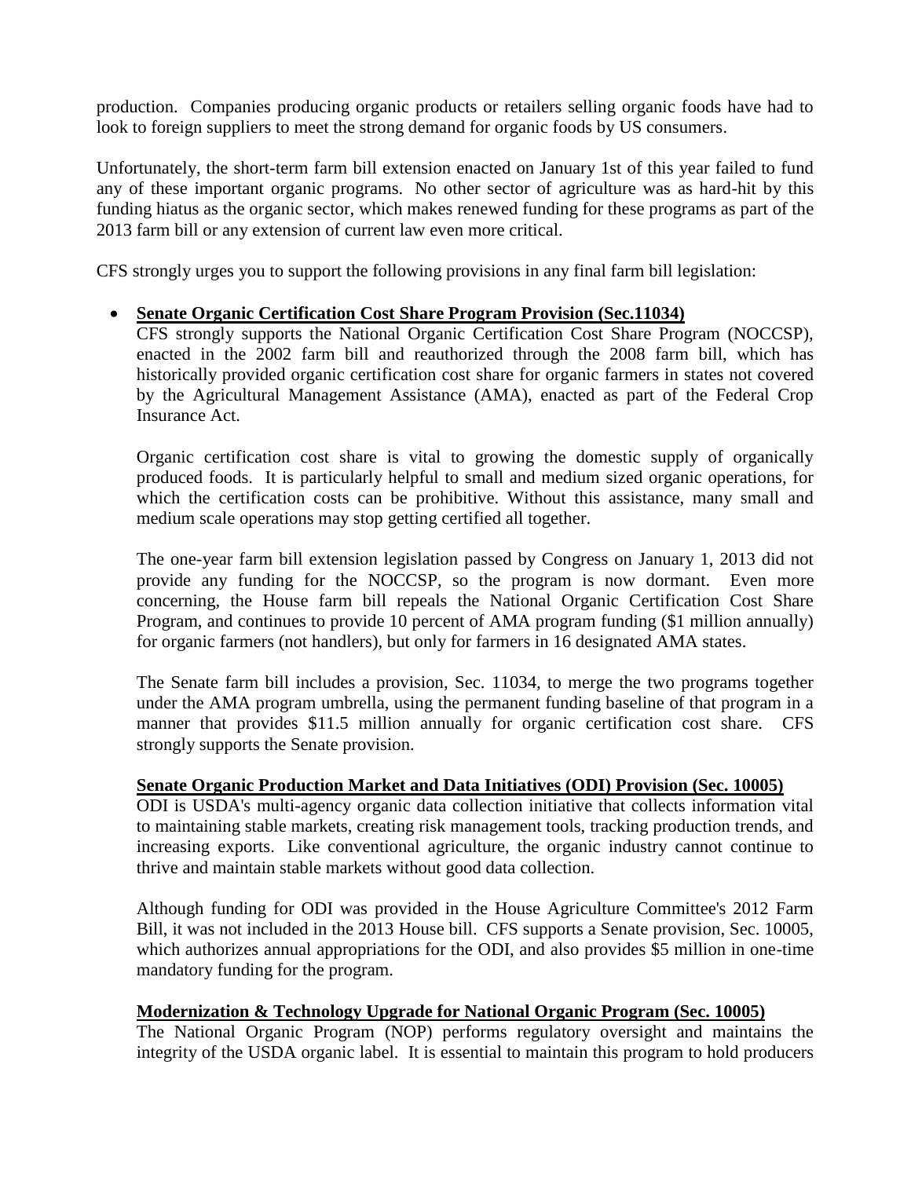production. Companies producing organic products or retailers selling organic foods have had to look to foreign suppliers to meet the strong demand for organic foods by US consumers.

Unfortunately, the short-term farm bill extension enacted on January 1st of this year failed to fund any of these important organic programs. No other sector of agriculture was as hard-hit by this funding hiatus as the organic sector, which makes renewed funding for these programs as part of the 2013 farm bill or any extension of current law even more critical.

CFS strongly urges you to support the following provisions in any final farm bill legislation:

- **<u>Senate Organic Certification Cost Share Program Provision (Sec.11034)</u>**

  CFS strongly supports the National Organic Certification Cost Share Program (NOCCSP), enacted in the 2002 farm bill and reauthorized through the 2008 farm bill, which has historically provided organic certification cost share for organic farmers in states not covered by the Agricultural Management Assistance (AMA), enacted as part of the Federal Crop Insurance Act.

  Organic certification cost share is vital to growing the domestic supply of organically produced foods. It is particularly helpful to small and medium sized organic operations, for which the certification costs can be prohibitive. Without this assistance, many small and medium scale operations may stop getting certified all together.

  The one-year farm bill extension legislation passed by Congress on January 1, 2013 did not provide any funding for the NOCCSP, so the program is now dormant. Even more concerning, the House farm bill repeals the National Organic Certification Cost Share Program, and continues to provide 10 percent of AMA program funding ($1 million annually) for organic farmers (not handlers), but only for farmers in 16 designated AMA states.

  The Senate farm bill includes a provision, Sec. 11034, to merge the two programs together under the AMA program umbrella, using the permanent funding baseline of that program in a manner that provides $11.5 million annually for organic certification cost share. CFS strongly supports the Senate provision.

  **<u>Senate Organic Production Market and Data Initiatives (ODI) Provision (Sec. 10005)</u>**

  ODI is USDA's multi-agency organic data collection initiative that collects information vital to maintaining stable markets, creating risk management tools, tracking production trends, and increasing exports. Like conventional agriculture, the organic industry cannot continue to thrive and maintain stable markets without good data collection.

  Although funding for ODI was provided in the House Agriculture Committee's 2012 Farm Bill, it was not included in the 2013 House bill. CFS supports a Senate provision, Sec. 10005, which authorizes annual appropriations for the ODI, and also provides $5 million in one-time mandatory funding for the program.

  **<u>Modernization & Technology Upgrade for National Organic Program (Sec. 10005)</u>**

  The National Organic Program (NOP) performs regulatory oversight and maintains the integrity of the USDA organic label. It is essential to maintain this program to hold producers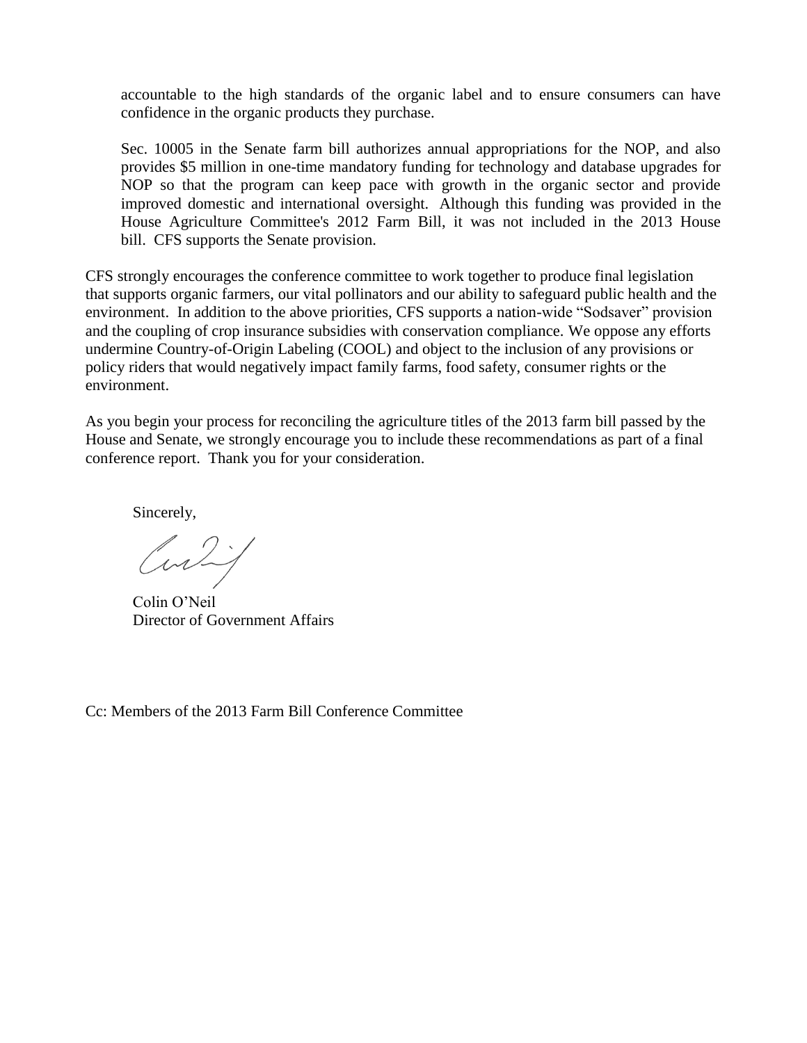accountable to the high standards of the organic label and to ensure consumers can have confidence in the organic products they purchase.

Sec. 10005 in the Senate farm bill authorizes annual appropriations for the NOP, and also provides $5 million in one-time mandatory funding for technology and database upgrades for NOP so that the program can keep pace with growth in the organic sector and provide improved domestic and international oversight. Although this funding was provided in the House Agriculture Committee's 2012 Farm Bill, it was not included in the 2013 House bill. CFS supports the Senate provision.

CFS strongly encourages the conference committee to work together to produce final legislation that supports organic farmers, our vital pollinators and our ability to safeguard public health and the environment. In addition to the above priorities, CFS supports a nation-wide "Sodsaver" provision and the coupling of crop insurance subsidies with conservation compliance. We oppose any efforts undermine Country-of-Origin Labeling (COOL) and object to the inclusion of any provisions or policy riders that would negatively impact family farms, food safety, consumer rights or the environment.

As you begin your process for reconciling the agriculture titles of the 2013 farm bill passed by the House and Senate, we strongly encourage you to include these recommendations as part of a final conference report. Thank you for your consideration.

Sincerely,

Colin O'Neil
Director of Government Affairs

Cc: Members of the 2013 Farm Bill Conference Committee